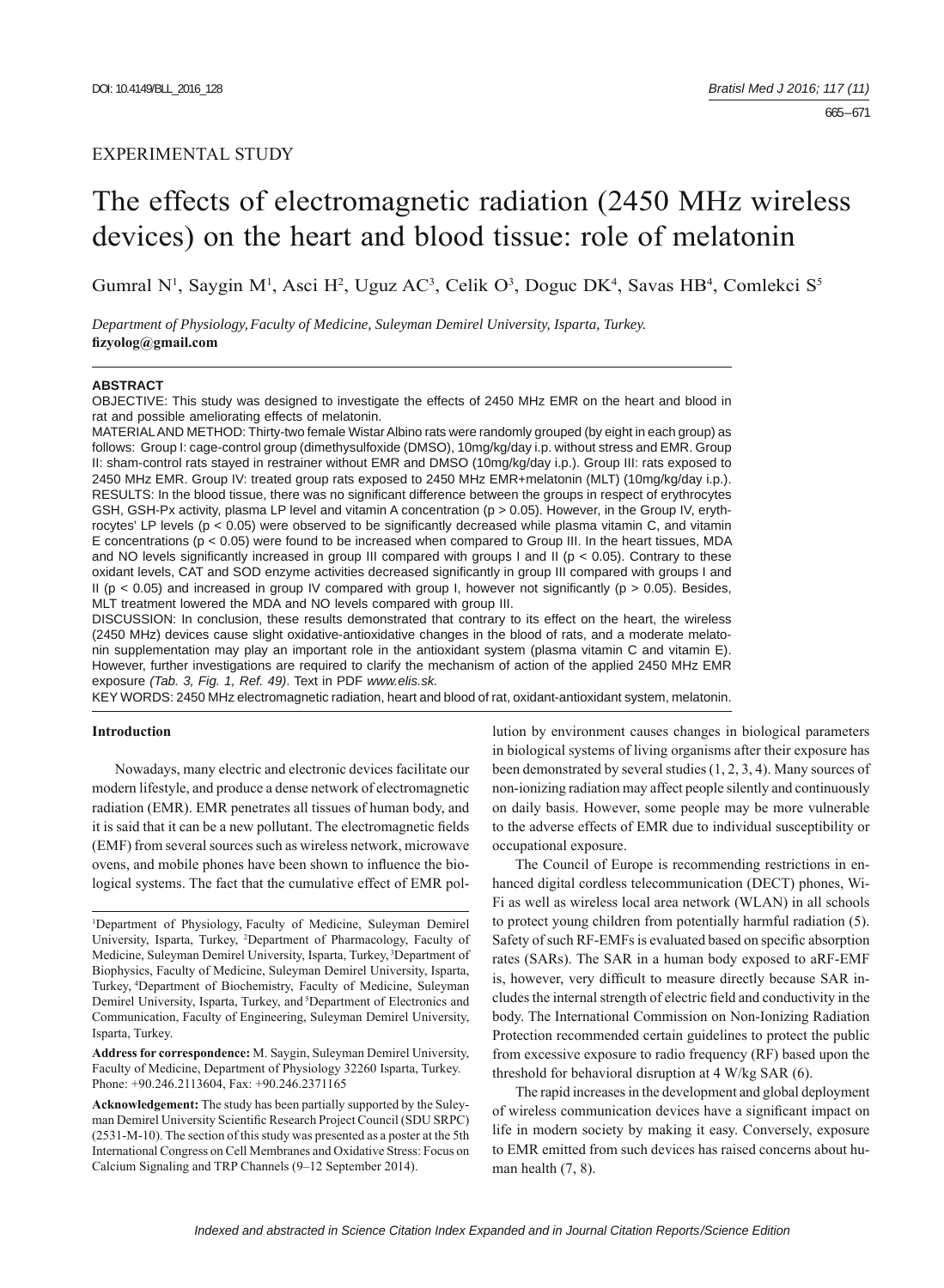EXPERIMENTAL STUDY

# The effects of electromagnetic radiation (2450 MHz wireless devices) on the heart and blood tissue: role of melatonin

Gumral N[1], Saygin M[1], Asci H[2], Uguz AC[3], Celik O[3], Doguc DK[4], Savas HB[4], Comlekci S[5]

*Department of Physiology, Faculty of Medicine, Suleyman Demirel University, Isparta, Turkey.*
**fizyolog@gmail.com**

## ABSTRACT

OBJECTIVE: This study was designed to investigate the effects of 2450 MHz EMR on the heart and blood in rat and possible ameliorating effects of melatonin.

MATERIAL AND METHOD: Thirty-two female Wistar Albino rats were randomly grouped (by eight in each group) as follows: Group I: cage-control group (dimethysulfoxide (DMSO), 10mg/kg/day i.p. without stress and EMR. Group II: sham-control rats stayed in restrainer without EMR and DMSO (10mg/kg/day i.p.). Group III: rats exposed to 2450 MHz EMR. Group IV: treated group rats exposed to 2450 MHz EMR+melatonin (MLT) (10mg/kg/day i.p.).

RESULTS: In the blood tissue, there was no significant difference between the groups in respect of erythrocytes GSH, GSH-Px activity, plasma LP level and vitamin A concentration ($p > 0.05$). However, in the Group IV, erythrocytes' LP levels ($p < 0.05$) were observed to be significantly decreased while plasma vitamin C, and vitamin E concentrations ($p < 0.05$) were found to be increased when compared to Group III. In the heart tissues, MDA and NO levels significantly increased in group III compared with groups I and II ($p < 0.05$). Contrary to these oxidant levels, CAT and SOD enzyme activities decreased significantly in group III compared with groups I and II ($p < 0.05$) and increased in group IV compared with group I, however not significantly ($p > 0.05$). Besides, MLT treatment lowered the MDA and NO levels compared with group III.

DISCUSSION: In conclusion, these results demonstrated that contrary to its effect on the heart, the wireless (2450 MHz) devices cause slight oxidative-antioxidative changes in the blood of rats, and a moderate melatonin supplementation may play an important role in the antioxidant system (plasma vitamin C and vitamin E). However, further investigations are required to clarify the mechanism of action of the applied 2450 MHz EMR exposure *(Tab. 3, Fig. 1, Ref. 49)*. Text in PDF *www.elis.sk.*

KEY WORDS: 2450 MHz electromagnetic radiation, heart and blood of rat, oxidant-antioxidant system, melatonin.

## Introduction

Nowadays, many electric and electronic devices facilitate our modern lifestyle, and produce a dense network of electromagnetic radiation (EMR). EMR penetrates all tissues of human body, and it is said that it can be a new pollutant. The electromagnetic fields (EMF) from several sources such as wireless network, microwave ovens, and mobile phones have been shown to influence the biological systems. The fact that the cumulative effect of EMR pollution by environment causes changes in biological parameters in biological systems of living organisms after their exposure has been demonstrated by several studies (1, 2, 3, 4). Many sources of non-ionizing radiation may affect people silently and continuously on daily basis. However, some people may be more vulnerable to the adverse effects of EMR due to individual susceptibility or occupational exposure.

The Council of Europe is recommending restrictions in enhanced digital cordless telecommunication (DECT) phones, Wi-Fi as well as wireless local area network (WLAN) in all schools to protect young children from potentially harmful radiation (5). Safety of such RF-EMFs is evaluated based on specific absorption rates (SARs). The SAR in a human body exposed to aRF-EMF is, however, very difficult to measure directly because SAR includes the internal strength of electric field and conductivity in the body. The International Commission on Non-Ionizing Radiation Protection recommended certain guidelines to protect the public from excessive exposure to radio frequency (RF) based upon the threshold for behavioral disruption at 4 W/kg SAR (6).

The rapid increases in the development and global deployment of wireless communication devices have a significant impact on life in modern society by making it easy. Conversely, exposure to EMR emitted from such devices has raised concerns about human health (7, 8).

---

[1]Department of Physiology, Faculty of Medicine, Suleyman Demirel University, Isparta, Turkey, [2]Department of Pharmacology, Faculty of Medicine, Suleyman Demirel University, Isparta, Turkey, [3]Department of Biophysics, Faculty of Medicine, Suleyman Demirel University, Isparta, Turkey, [4]Department of Biochemistry, Faculty of Medicine, Suleyman Demirel University, Isparta, Turkey, and [5]Department of Electronics and Communication, Faculty of Engineering, Suleyman Demirel University, Isparta, Turkey.

**Address for correspondence:** M. Saygin, Suleyman Demirel University, Faculty of Medicine, Department of Physiology 32260 Isparta, Turkey. Phone: +90.246.2113604, Fax: +90.246.2371165

**Acknowledgement:** The study has been partially supported by the Suleyman Demirel University Scientific Research Project Council (SDU SRPC) (2531-M-10). The section of this study was presented as a poster at the 5th International Congress on Cell Membranes and Oxidative Stress: Focus on Calcium Signaling and TRP Channels (9–12 September 2014).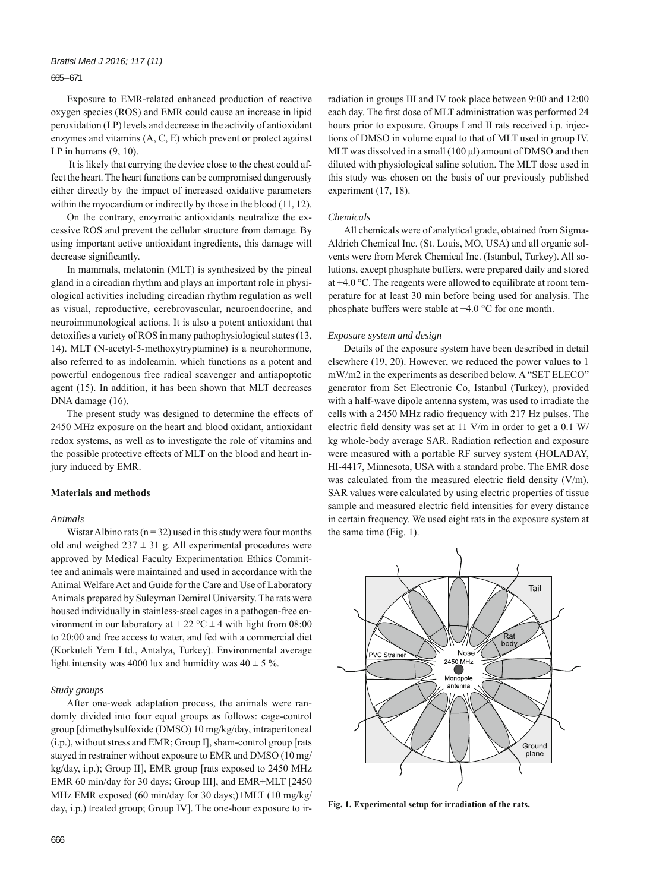Exposure to EMR-related enhanced production of reactive oxygen species (ROS) and EMR could cause an increase in lipid peroxidation (LP) levels and decrease in the activity of antioxidant enzymes and vitamins (A, C, E) which prevent or protect against LP in humans (9, 10).

It is likely that carrying the device close to the chest could affect the heart. The heart functions can be compromised dangerously either directly by the impact of increased oxidative parameters within the myocardium or indirectly by those in the blood (11, 12).

On the contrary, enzymatic antioxidants neutralize the excessive ROS and prevent the cellular structure from damage. By using important active antioxidant ingredients, this damage will decrease significantly.

In mammals, melatonin (MLT) is synthesized by the pineal gland in a circadian rhythm and plays an important role in physiological activities including circadian rhythm regulation as well as visual, reproductive, cerebrovascular, neuroendocrine, and neuroimmunological actions. It is also a potent antioxidant that detoxifies a variety of ROS in many pathophysiological states (13, 14). MLT (N-acetyl-5-methoxytryptamine) is a neurohormone, also referred to as indoleamin. which functions as a potent and powerful endogenous free radical scavenger and antiapoptotic agent (15). In addition, it has been shown that MLT decreases DNA damage (16).

The present study was designed to determine the effects of 2450 MHz exposure on the heart and blood oxidant, antioxidant redox systems, as well as to investigate the role of vitamins and the possible protective effects of MLT on the blood and heart injury induced by EMR.

## Materials and methods

### *Animals*

Wistar Albino rats (n = 32) used in this study were four months old and weighed 237 ± 31 g. All experimental procedures were approved by Medical Faculty Experimentation Ethics Committee and animals were maintained and used in accordance with the Animal Welfare Act and Guide for the Care and Use of Laboratory Animals prepared by Suleyman Demirel University. The rats were housed individually in stainless-steel cages in a pathogen-free environment in our laboratory at + 22 °C ± 4 with light from 08:00 to 20:00 and free access to water, and fed with a commercial diet (Korkuteli Yem Ltd., Antalya, Turkey). Environmental average light intensity was 4000 lux and humidity was 40 ± 5 %.

### *Study groups*

After one-week adaptation process, the animals were randomly divided into four equal groups as follows: cage-control group [dimethylsulfoxide (DMSO) 10 mg/kg/day, intraperitoneal (i.p.), without stress and EMR; Group I], sham-control group [rats stayed in restrainer without exposure to EMR and DMSO (10 mg/kg/day, i.p.); Group II], EMR group [rats exposed to 2450 MHz EMR 60 min/day for 30 days; Group III], and EMR+MLT [2450 MHz EMR exposed (60 min/day for 30 days;)+MLT (10 mg/kg/day, i.p.) treated group; Group IV]. The one-hour exposure to irradiation in groups III and IV took place between 9:00 and 12:00 each day. The first dose of MLT administration was performed 24 hours prior to exposure. Groups I and II rats received i.p. injections of DMSO in volume equal to that of MLT used in group IV. MLT was dissolved in a small (100 µl) amount of DMSO and then diluted with physiological saline solution. The MLT dose used in this study was chosen on the basis of our previously published experiment (17, 18).

### *Chemicals*

All chemicals were of analytical grade, obtained from Sigma-Aldrich Chemical Inc. (St. Louis, MO, USA) and all organic solvents were from Merck Chemical Inc. (Istanbul, Turkey). All solutions, except phosphate buffers, were prepared daily and stored at +4.0 °C. The reagents were allowed to equilibrate at room temperature for at least 30 min before being used for analysis. The phosphate buffers were stable at +4.0 °C for one month.

### *Exposure system and design*

Details of the exposure system have been described in detail elsewhere (19, 20). However, we reduced the power values to 1 mW/m2 in the experiments as described below. A "SET ELECO" generator from Set Electronic Co, Istanbul (Turkey), provided with a half-wave dipole antenna system, was used to irradiate the cells with a 2450 MHz radio frequency with 217 Hz pulses. The electric field density was set at 11 V/m in order to get a 0.1 W/kg whole-body average SAR. Radiation reflection and exposure were measured with a portable RF survey system (HOLADAY, HI-4417, Minnesota, USA with a standard probe. The EMR dose was calculated from the measured electric field density (V/m). SAR values were calculated by using electric properties of tissue sample and measured electric field intensities for every distance in certain frequency. We used eight rats in the exposure system at the same time (Fig. 1).

**Fig. 1. Experimental setup for irradiation of the rats.**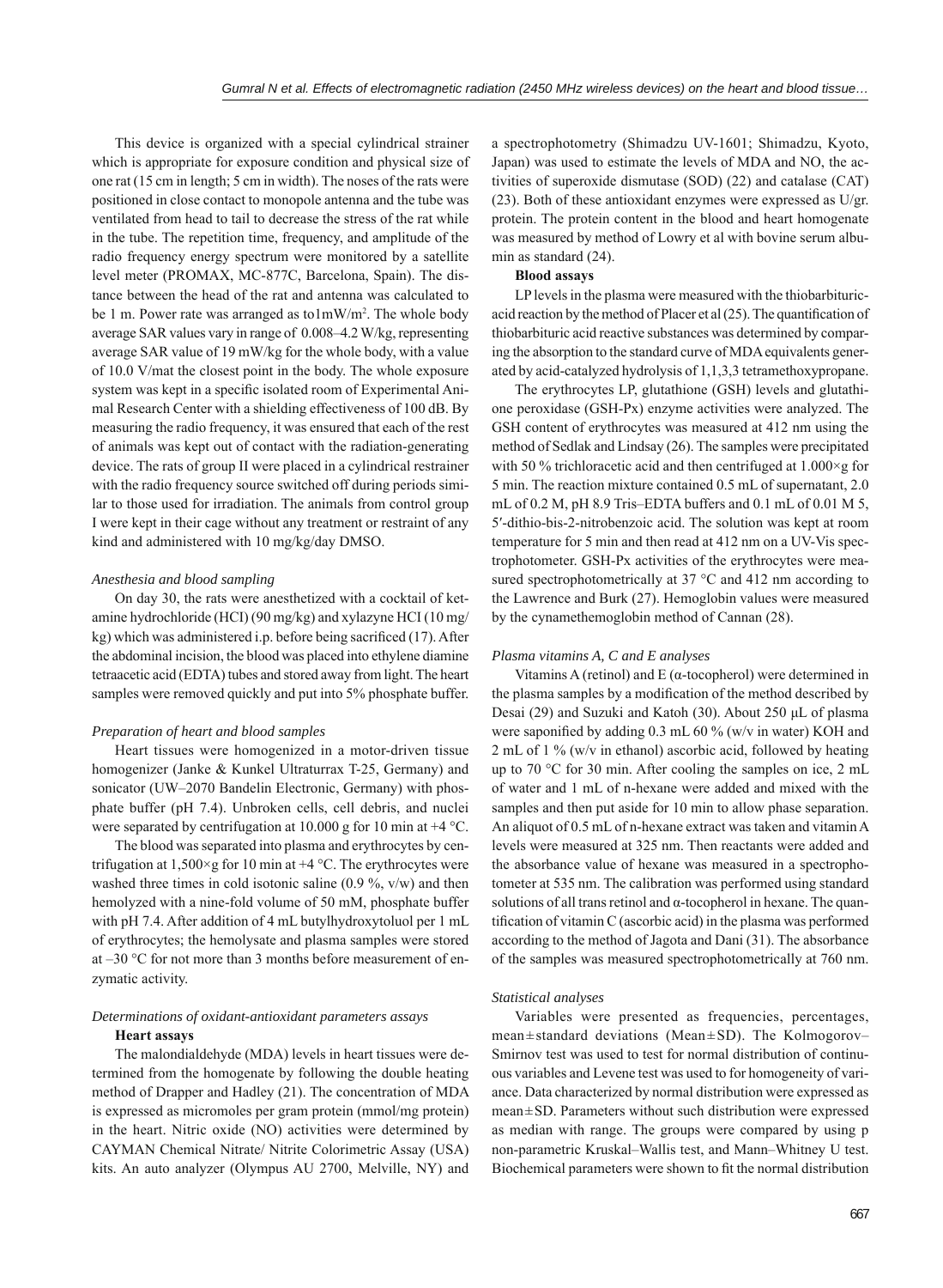This device is organized with a special cylindrical strainer which is appropriate for exposure condition and physical size of one rat (15 cm in length; 5 cm in width). The noses of the rats were positioned in close contact to monopole antenna and the tube was ventilated from head to tail to decrease the stress of the rat while in the tube. The repetition time, frequency, and amplitude of the radio frequency energy spectrum were monitored by a satellite level meter (PROMAX, MC-877C, Barcelona, Spain). The distance between the head of the rat and antenna was calculated to be 1 m. Power rate was arranged as to1mW/m$^2$. The whole body average SAR values vary in range of 0.008–4.2 W/kg, representing average SAR value of 19 mW/kg for the whole body, with a value of 10.0 V/mat the closest point in the body. The whole exposure system was kept in a specific isolated room of Experimental Animal Research Center with a shielding effectiveness of 100 dB. By measuring the radio frequency, it was ensured that each of the rest of animals was kept out of contact with the radiation-generating device. The rats of group II were placed in a cylindrical restrainer with the radio frequency source switched off during periods similar to those used for irradiation. The animals from control group I were kept in their cage without any treatment or restraint of any kind and administered with 10 mg/kg/day DMSO.

### *Anesthesia and blood sampling*

On day 30, the rats were anesthetized with a cocktail of ketamine hydrochloride (HCl) (90 mg/kg) and xylazyne HCl (10 mg/kg) which was administered i.p. before being sacrificed (17). After the abdominal incision, the blood was placed into ethylene diamine tetraacetic acid (EDTA) tubes and stored away from light. The heart samples were removed quickly and put into 5% phosphate buffer.

### *Preparation of heart and blood samples*

Heart tissues were homogenized in a motor-driven tissue homogenizer (Janke & Kunkel Ultraturrax T-25, Germany) and sonicator (UW–2070 Bandelin Electronic, Germany) with phosphate buffer (pH 7.4). Unbroken cells, cell debris, and nuclei were separated by centrifugation at 10.000 g for 10 min at +4 °C.

The blood was separated into plasma and erythrocytes by centrifugation at 1,500×g for 10 min at +4 °C. The erythrocytes were washed three times in cold isotonic saline (0.9 %, v/w) and then hemolyzed with a nine-fold volume of 50 mM, phosphate buffer with pH 7.4. After addition of 4 mL butylhydroxytoluol per 1 mL of erythrocytes; the hemolysate and plasma samples were stored at –30 °C for not more than 3 months before measurement of enzymatic activity.

### *Determinations of oxidant-antioxidant parameters assays*

**Heart assays**

The malondialdehyde (MDA) levels in heart tissues were determined from the homogenate by following the double heating method of Drapper and Hadley (21). The concentration of MDA is expressed as micromoles per gram protein (mmol/mg protein) in the heart. Nitric oxide (NO) activities were determined by CAYMAN Chemical Nitrate/ Nitrite Colorimetric Assay (USA) kits. An auto analyzer (Olympus AU 2700, Melville, NY) and a spectrophotometry (Shimadzu UV-1601; Shimadzu, Kyoto, Japan) was used to estimate the levels of MDA and NO, the activities of superoxide dismutase (SOD) (22) and catalase (CAT) (23). Both of these antioxidant enzymes were expressed as U/gr. protein. The protein content in the blood and heart homogenate was measured by method of Lowry et al with bovine serum albumin as standard (24).

**Blood assays**

LP levels in the plasma were measured with the thiobarbituric-acid reaction by the method of Placer et al (25). The quantification of thiobarbituric acid reactive substances was determined by comparing the absorption to the standard curve of MDA equivalents generated by acid-catalyzed hydrolysis of 1,1,3,3 tetramethoxypropane.

The erythrocytes LP, glutathione (GSH) levels and glutathione peroxidase (GSH-Px) enzyme activities were analyzed. The GSH content of erythrocytes was measured at 412 nm using the method of Sedlak and Lindsay (26). The samples were precipitated with 50 % trichloracetic acid and then centrifuged at 1.000×g for 5 min. The reaction mixture contained 0.5 mL of supernatant, 2.0 mL of 0.2 M, pH 8.9 Tris–EDTA buffers and 0.1 mL of 0.01 M 5, 5′-dithio-bis-2-nitrobenzoic acid. The solution was kept at room temperature for 5 min and then read at 412 nm on a UV-Vis spectrophotometer. GSH-Px activities of the erythrocytes were measured spectrophotometrically at 37 °C and 412 nm according to the Lawrence and Burk (27). Hemoglobin values were measured by the cynamethemoglobin method of Cannan (28).

### *Plasma vitamins A, C and E analyses*

Vitamins A (retinol) and E (α-tocopherol) were determined in the plasma samples by a modification of the method described by Desai (29) and Suzuki and Katoh (30). About 250 μL of plasma were saponified by adding 0.3 mL 60 % (w/v in water) KOH and 2 mL of 1 % (w/v in ethanol) ascorbic acid, followed by heating up to 70 °C for 30 min. After cooling the samples on ice, 2 mL of water and 1 mL of n-hexane were added and mixed with the samples and then put aside for 10 min to allow phase separation. An aliquot of 0.5 mL of n-hexane extract was taken and vitamin A levels were measured at 325 nm. Then reactants were added and the absorbance value of hexane was measured in a spectrophotometer at 535 nm. The calibration was performed using standard solutions of all trans retinol and α-tocopherol in hexane. The quantification of vitamin C (ascorbic acid) in the plasma was performed according to the method of Jagota and Dani (31). The absorbance of the samples was measured spectrophotometrically at 760 nm.

### *Statistical analyses*

Variables were presented as frequencies, percentages, mean±standard deviations (Mean±SD). The Kolmogorov–Smirnov test was used to test for normal distribution of continuous variables and Levene test was used to for homogeneity of variance. Data characterized by normal distribution were expressed as mean±SD. Parameters without such distribution were expressed as median with range. The groups were compared by using p non-parametric Kruskal–Wallis test, and Mann–Whitney U test. Biochemical parameters were shown to fit the normal distribution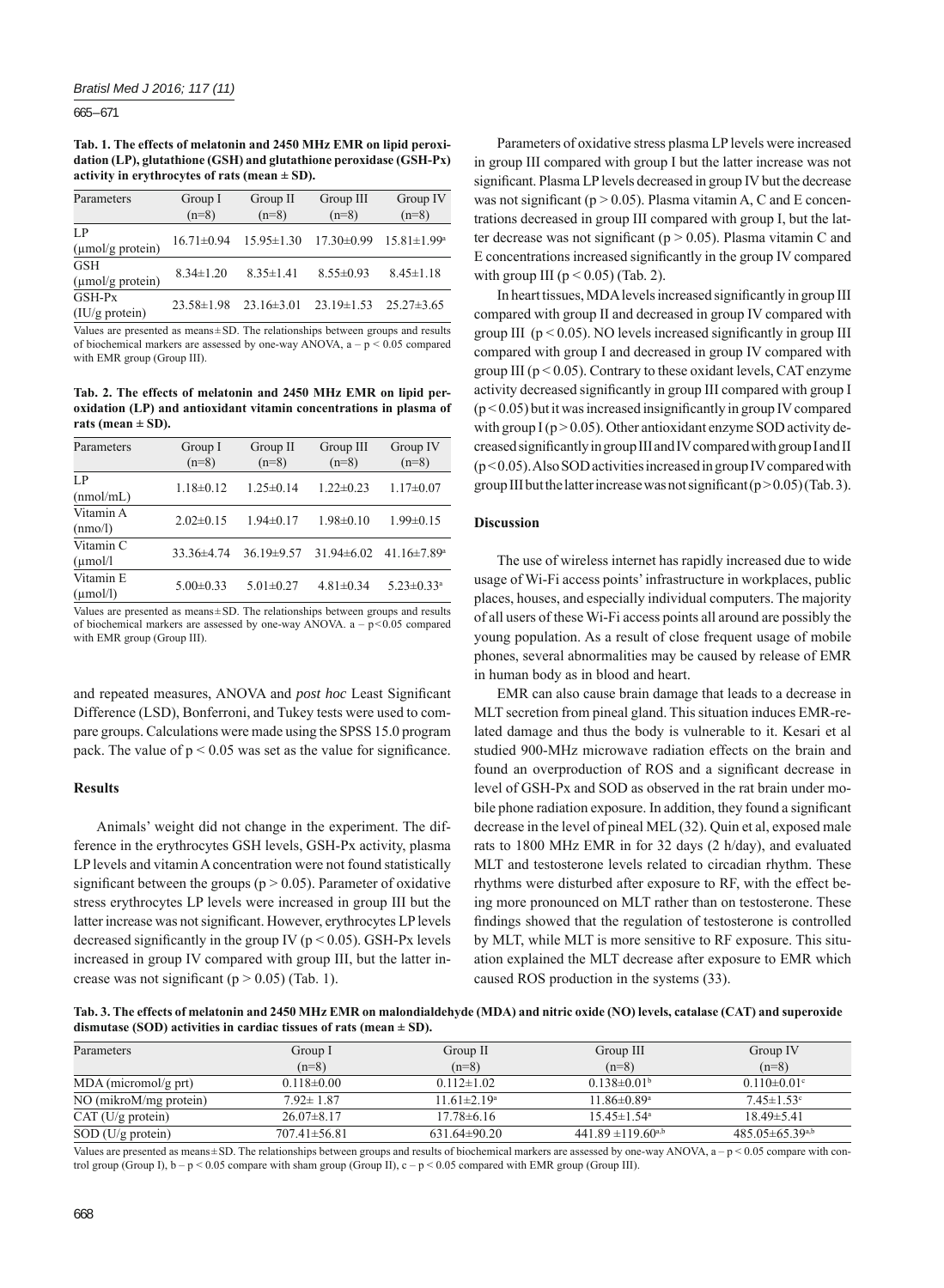**Tab. 1. The effects of melatonin and 2450 MHz EMR on lipid peroxidation (LP), glutathione (GSH) and glutathione peroxidase (GSH-Px) activity in erythrocytes of rats (mean ± SD).**

| Parameters | Group I (n=8) | Group II (n=8) | Group III (n=8) | Group IV (n=8) |
|---|---|---|---|---|
| LP (μmol/g protein) | 16.71±0.94 | 15.95±1.30 | 17.30±0.99 | 15.81±1.99[a] |
| GSH (μmol/g protein) | 8.34±1.20 | 8.35±1.41 | 8.55±0.93 | 8.45±1.18 |
| GSH-Px (IU/g protein) | 23.58±1.98 | 23.16±3.01 | 23.19±1.53 | 25.27±3.65 |

Values are presented as means ± SD. The relationships between groups and results of biochemical markers are assessed by one-way ANOVA, a – $p < 0.05$ compared with EMR group (Group III).

**Tab. 2. The effects of melatonin and 2450 MHz EMR on lipid peroxidation (LP) and antioxidant vitamin concentrations in plasma of rats (mean ± SD).**

| Parameters | Group I (n=8) | Group II (n=8) | Group III (n=8) | Group IV (n=8) |
|---|---|---|---|---|
| LP (nmol/mL) | 1.18±0.12 | 1.25±0.14 | 1.22±0.23 | 1.17±0.07 |
| Vitamin A (nmo/l) | 2.02±0.15 | 1.94±0.17 | 1.98±0.10 | 1.99±0.15 |
| Vitamin C (μmol/l | 33.36±4.74 | 36.19±9.57 | 31.94±6.02 | 41.16±7.89[a] |
| Vitamin E (μmol/l) | 5.00±0.33 | 5.01±0.27 | 4.81±0.34 | 5.23±0.33[a] |

Values are presented as means ± SD. The relationships between groups and results of biochemical markers are assessed by one-way ANOVA. a – $p<0.05$ compared with EMR group (Group III).

and repeated measures, ANOVA and *post hoc* Least Significant Difference (LSD), Bonferroni, and Tukey tests were used to compare groups. Calculations were made using the SPSS 15.0 program pack. The value of $p < 0.05$ was set as the value for significance.

## Results

Animals' weight did not change in the experiment. The difference in the erythrocytes GSH levels, GSH-Px activity, plasma LP levels and vitamin A concentration were not found statistically significant between the groups ($p > 0.05$). Parameter of oxidative stress erythrocytes LP levels were increased in group III but the latter increase was not significant. However, erythrocytes LP levels decreased significantly in the group IV ($p < 0.05$). GSH-Px levels increased in group IV compared with group III, but the latter increase was not significant ($p > 0.05$) (Tab. 1).

Parameters of oxidative stress plasma LP levels were increased in group III compared with group I but the latter increase was not significant. Plasma LP levels decreased in group IV but the decrease was not significant ($p > 0.05$). Plasma vitamin A, C and E concentrations decreased in group III compared with group I, but the latter decrease was not significant ($p > 0.05$). Plasma vitamin C and E concentrations increased significantly in the group IV compared with group III ($p < 0.05$) (Tab. 2).

In heart tissues, MDA levels increased significantly in group III compared with group II and decreased in group IV compared with group III ($p < 0.05$). NO levels increased significantly in group III compared with group I and decreased in group IV compared with group III ($p < 0.05$). Contrary to these oxidant levels, CAT enzyme activity decreased significantly in group III compared with group I ($p < 0.05$) but it was increased insignificantly in group IV compared with group I ($p > 0.05$). Other antioxidant enzyme SOD activity decreased significantly in group III and IV compared with group I and II ($p < 0.05$). Also SOD activities increased in group IV compared with group III but the latter increase was not significant ($p > 0.05$) (Tab. 3).

## Discussion

The use of wireless internet has rapidly increased due to wide usage of Wi-Fi access points' infrastructure in workplaces, public places, houses, and especially individual computers. The majority of all users of these Wi-Fi access points all around are possibly the young population. As a result of close frequent usage of mobile phones, several abnormalities may be caused by release of EMR in human body as in blood and heart.

EMR can also cause brain damage that leads to a decrease in MLT secretion from pineal gland. This situation induces EMR-related damage and thus the body is vulnerable to it. Kesari et al studied 900-MHz microwave radiation effects on the brain and found an overproduction of ROS and a significant decrease in level of GSH-Px and SOD as observed in the rat brain under mobile phone radiation exposure. In addition, they found a significant decrease in the level of pineal MEL (32). Quin et al, exposed male rats to 1800 MHz EMR in for 32 days (2 h/day), and evaluated MLT and testosterone levels related to circadian rhythm. These rhythms were disturbed after exposure to RF, with the effect being more pronounced on MLT rather than on testosterone. These findings showed that the regulation of testosterone is controlled by MLT, while MLT is more sensitive to RF exposure. This situation explained the MLT decrease after exposure to EMR which caused ROS production in the systems (33).

**Tab. 3. The effects of melatonin and 2450 MHz EMR on malondialdehyde (MDA) and nitric oxide (NO) levels, catalase (CAT) and superoxide dismutase (SOD) activities in cardiac tissues of rats (mean ± SD).**

| Parameters | Group I (n=8) | Group II (n=8) | Group III (n=8) | Group IV (n=8) |
|---|---|---|---|---|
| MDA (micromol/g prt) | 0.118±0.00 | 0.112±1.02 | 0.138±0.01[b] | 0.110±0.01[c] |
| NO (mikroM/mg protein) | 7.92± 1.87 | 11.61±2.19[a] | 11.86±0.89[a] | 7.45±1.53[c] |
| CAT (U/g protein) | 26.07±8.17 | 17.78±6.16 | 15.45±1.54[a] | 18.49±5.41 |
| SOD (U/g protein) | 707.41±56.81 | 631.64±90.20 | 441.89 ±119.60[a,b] | 485.05±65.39[a,b] |

Values are presented as means ± SD. The relationships between groups and results of biochemical markers are assessed by one-way ANOVA, a – $p < 0.05$ compare with control group (Group I), b – $p < 0.05$ compare with sham group (Group II), c – $p < 0.05$ compared with EMR group (Group III).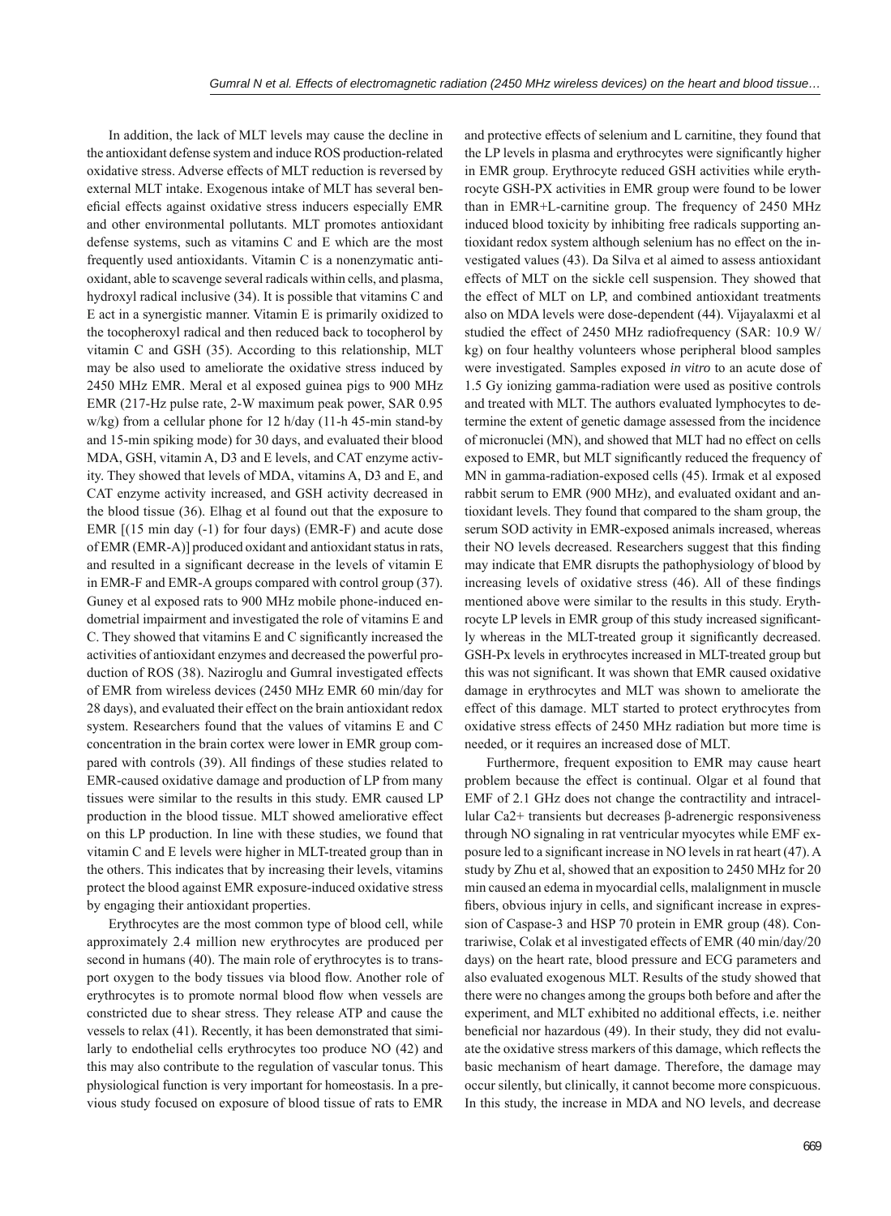In addition, the lack of MLT levels may cause the decline in the antioxidant defense system and induce ROS production-related oxidative stress. Adverse effects of MLT reduction is reversed by external MLT intake. Exogenous intake of MLT has several beneficial effects against oxidative stress inducers especially EMR and other environmental pollutants. MLT promotes antioxidant defense systems, such as vitamins C and E which are the most frequently used antioxidants. Vitamin C is a nonenzymatic antioxidant, able to scavenge several radicals within cells, and plasma, hydroxyl radical inclusive (34). It is possible that vitamins C and E act in a synergistic manner. Vitamin E is primarily oxidized to the tocopheroxyl radical and then reduced back to tocopherol by vitamin C and GSH (35). According to this relationship, MLT may be also used to ameliorate the oxidative stress induced by 2450 MHz EMR. Meral et al exposed guinea pigs to 900 MHz EMR (217-Hz pulse rate, 2-W maximum peak power, SAR 0.95 w/kg) from a cellular phone for 12 h/day (11-h 45-min stand-by and 15-min spiking mode) for 30 days, and evaluated their blood MDA, GSH, vitamin A, D3 and E levels, and CAT enzyme activity. They showed that levels of MDA, vitamins A, D3 and E, and CAT enzyme activity increased, and GSH activity decreased in the blood tissue (36). Elhag et al found out that the exposure to EMR [(15 min day (-1) for four days) (EMR-F) and acute dose of EMR (EMR-A)] produced oxidant and antioxidant status in rats, and resulted in a significant decrease in the levels of vitamin E in EMR-F and EMR-A groups compared with control group (37). Guney et al exposed rats to 900 MHz mobile phone-induced endometrial impairment and investigated the role of vitamins E and C. They showed that vitamins E and C significantly increased the activities of antioxidant enzymes and decreased the powerful production of ROS (38). Naziroglu and Gumral investigated effects of EMR from wireless devices (2450 MHz EMR 60 min/day for 28 days), and evaluated their effect on the brain antioxidant redox system. Researchers found that the values of vitamins E and C concentration in the brain cortex were lower in EMR group compared with controls (39). All findings of these studies related to EMR-caused oxidative damage and production of LP from many tissues were similar to the results in this study. EMR caused LP production in the blood tissue. MLT showed ameliorative effect on this LP production. In line with these studies, we found that vitamin C and E levels were higher in MLT-treated group than in the others. This indicates that by increasing their levels, vitamins protect the blood against EMR exposure-induced oxidative stress by engaging their antioxidant properties.

Erythrocytes are the most common type of blood cell, while approximately 2.4 million new erythrocytes are produced per second in humans (40). The main role of erythrocytes is to transport oxygen to the body tissues via blood flow. Another role of erythrocytes is to promote normal blood flow when vessels are constricted due to shear stress. They release ATP and cause the vessels to relax (41). Recently, it has been demonstrated that similarly to endothelial cells erythrocytes too produce NO (42) and this may also contribute to the regulation of vascular tonus. This physiological function is very important for homeostasis. In a previous study focused on exposure of blood tissue of rats to EMR and protective effects of selenium and L carnitine, they found that the LP levels in plasma and erythrocytes were significantly higher in EMR group. Erythrocyte reduced GSH activities while erythrocyte GSH-PX activities in EMR group were found to be lower than in EMR+L-carnitine group. The frequency of 2450 MHz induced blood toxicity by inhibiting free radicals supporting antioxidant redox system although selenium has no effect on the investigated values (43). Da Silva et al aimed to assess antioxidant effects of MLT on the sickle cell suspension. They showed that the effect of MLT on LP, and combined antioxidant treatments also on MDA levels were dose-dependent (44). Vijayalaxmi et al studied the effect of 2450 MHz radiofrequency (SAR: 10.9 W/kg) on four healthy volunteers whose peripheral blood samples were investigated. Samples exposed *in vitro* to an acute dose of 1.5 Gy ionizing gamma-radiation were used as positive controls and treated with MLT. The authors evaluated lymphocytes to determine the extent of genetic damage assessed from the incidence of micronuclei (MN), and showed that MLT had no effect on cells exposed to EMR, but MLT significantly reduced the frequency of MN in gamma-radiation-exposed cells (45). Irmak et al exposed rabbit serum to EMR (900 MHz), and evaluated oxidant and antioxidant levels. They found that compared to the sham group, the serum SOD activity in EMR-exposed animals increased, whereas their NO levels decreased. Researchers suggest that this finding may indicate that EMR disrupts the pathophysiology of blood by increasing levels of oxidative stress (46). All of these findings mentioned above were similar to the results in this study. Erythrocyte LP levels in EMR group of this study increased significantly whereas in the MLT-treated group it significantly decreased. GSH-Px levels in erythrocytes increased in MLT-treated group but this was not significant. It was shown that EMR caused oxidative damage in erythrocytes and MLT was shown to ameliorate the effect of this damage. MLT started to protect erythrocytes from oxidative stress effects of 2450 MHz radiation but more time is needed, or it requires an increased dose of MLT.

Furthermore, frequent exposition to EMR may cause heart problem because the effect is continual. Olgar et al found that EMF of 2.1 GHz does not change the contractility and intracellular $Ca^{2+}$ transients but decreases β-adrenergic responsiveness through NO signaling in rat ventricular myocytes while EMF exposure led to a significant increase in NO levels in rat heart (47). A study by Zhu et al, showed that an exposition to 2450 MHz for 20 min caused an edema in myocardial cells, malalignment in muscle fibers, obvious injury in cells, and significant increase in expression of Caspase-3 and HSP 70 protein in EMR group (48). Contrariwise, Colak et al investigated effects of EMR (40 min/day/20 days) on the heart rate, blood pressure and ECG parameters and also evaluated exogenous MLT. Results of the study showed that there were no changes among the groups both before and after the experiment, and MLT exhibited no additional effects, i.e. neither beneficial nor hazardous (49). In their study, they did not evaluate the oxidative stress markers of this damage, which reflects the basic mechanism of heart damage. Therefore, the damage may occur silently, but clinically, it cannot become more conspicuous. In this study, the increase in MDA and NO levels, and decrease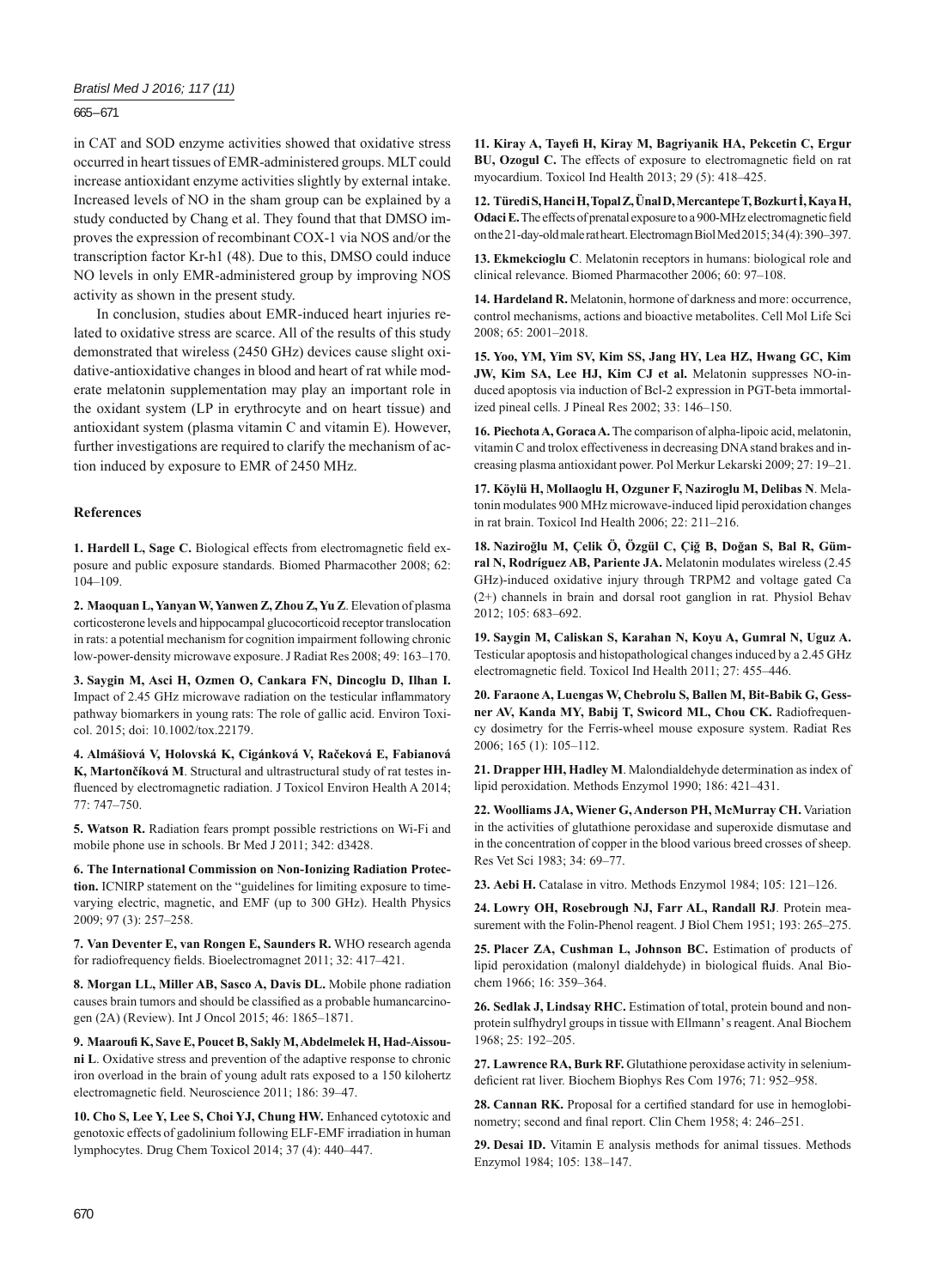in CAT and SOD enzyme activities showed that oxidative stress occurred in heart tissues of EMR-administered groups. MLT could increase antioxidant enzyme activities slightly by external intake. Increased levels of NO in the sham group can be explained by a study conducted by Chang et al. They found that that DMSO improves the expression of recombinant COX-1 via NOS and/or the transcription factor Kr-h1 (48). Due to this, DMSO could induce NO levels in only EMR-administered group by improving NOS activity as shown in the present study.

In conclusion, studies about EMR-induced heart injuries related to oxidative stress are scarce. All of the results of this study demonstrated that wireless (2450 GHz) devices cause slight oxidative-antioxidative changes in blood and heart of rat while moderate melatonin supplementation may play an important role in the oxidant system (LP in erythrocyte and on heart tissue) and antioxidant system (plasma vitamin C and vitamin E). However, further investigations are required to clarify the mechanism of action induced by exposure to EMR of 2450 MHz.

## References

**1. Hardell L, Sage C.** Biological effects from electromagnetic field exposure and public exposure standards. Biomed Pharmacother 2008; 62: 104–109.

**2. Maoquan L, Yanyan W, Yanwen Z, Zhou Z, Yu Z**. Elevation of plasma corticosterone levels and hippocampal glucocorticoid receptor translocation in rats: a potential mechanism for cognition impairment following chronic low-power-density microwave exposure. J Radiat Res 2008; 49: 163–170.

**3. Saygin M, Asci H, Ozmen O, Cankara FN, Dincoglu D, Ilhan I.** Impact of 2.45 GHz microwave radiation on the testicular inflammatory pathway biomarkers in young rats: The role of gallic acid. Environ Toxicol. 2015; doi: 10.1002/tox.22179.

**4. Almášiová V, Holovská K, Cigánková V, Račeková E, Fabianová K, Martončíková M**. Structural and ultrastructural study of rat testes influenced by electromagnetic radiation. J Toxicol Environ Health A 2014; 77: 747–750.

**5. Watson R.** Radiation fears prompt possible restrictions on Wi-Fi and mobile phone use in schools. Br Med J 2011; 342: d3428.

**6. The International Commission on Non-Ionizing Radiation Protection.** ICNIRP statement on the "guidelines for limiting exposure to time-varying electric, magnetic, and EMF (up to 300 GHz). Health Physics 2009; 97 (3): 257–258.

**7. Van Deventer E, van Rongen E, Saunders R.** WHO research agenda for radiofrequency fields. Bioelectromagnet 2011; 32: 417–421.

**8. Morgan LL, Miller AB, Sasco A, Davis DL.** Mobile phone radiation causes brain tumors and should be classified as a probable humancarcinogen (2A) (Review). Int J Oncol 2015; 46: 1865–1871.

**9. Maaroufi K, Save E, Poucet B, Sakly M, Abdelmelek H, Had-Aissouni L**. Oxidative stress and prevention of the adaptive response to chronic iron overload in the brain of young adult rats exposed to a 150 kilohertz electromagnetic field. Neuroscience 2011; 186: 39–47.

**10. Cho S, Lee Y, Lee S, Choi YJ, Chung HW.** Enhanced cytotoxic and genotoxic effects of gadolinium following ELF-EMF irradiation in human lymphocytes. Drug Chem Toxicol 2014; 37 (4): 440–447.

**11. Kiray A, Tayefi H, Kiray M, Bagriyanik HA, Pekcetin C, Ergur BU, Ozogul C.** The effects of exposure to electromagnetic field on rat myocardium. Toxicol Ind Health 2013; 29 (5): 418–425.

**12. Türedi S, Hanci H, Topal Z, Ünal D, Mercantepe T, Bozkurt İ, Kaya H, Odaci E.** The effects of prenatal exposure to a 900-MHz electromagnetic field on the 21-day-old male rat heart. Electromagn Biol Med 2015; 34 (4): 390–397.

**13. Ekmekcioglu C**. Melatonin receptors in humans: biological role and clinical relevance. Biomed Pharmacother 2006; 60: 97–108.

**14. Hardeland R.** Melatonin, hormone of darkness and more: occurrence, control mechanisms, actions and bioactive metabolites. Cell Mol Life Sci 2008; 65: 2001–2018.

**15. Yoo, YM, Yim SV, Kim SS, Jang HY, Lea HZ, Hwang GC, Kim JW, Kim SA, Lee HJ, Kim CJ et al.** Melatonin suppresses NO-induced apoptosis via induction of Bcl-2 expression in PGT-beta immortalized pineal cells. J Pineal Res 2002; 33: 146–150.

**16. Piechota A, Goraca A.** The comparison of alpha-lipoic acid, melatonin, vitamin C and trolox effectiveness in decreasing DNA stand brakes and increasing plasma antioxidant power. Pol Merkur Lekarski 2009; 27: 19–21.

**17. Köylü H, Mollaoglu H, Ozguner F, Naziroglu M, Delibas N**. Melatonin modulates 900 MHz microwave-induced lipid peroxidation changes in rat brain. Toxicol Ind Health 2006; 22: 211–216.

**18. Nazıroğlu M, Çelik Ö, Özgül C, Çiğ B, Doğan S, Bal R, Gümral N, Rodríguez AB, Pariente JA.** Melatonin modulates wireless (2.45 GHz)-induced oxidative injury through TRPM2 and voltage gated Ca (2+) channels in brain and dorsal root ganglion in rat. Physiol Behav 2012; 105: 683–692.

**19. Saygin M, Caliskan S, Karahan N, Koyu A, Gumral N, Uguz A.** Testicular apoptosis and histopathological changes induced by a 2.45 GHz electromagnetic field. Toxicol Ind Health 2011; 27: 455–446.

**20. Faraone A, Luengas W, Chebrolu S, Ballen M, Bit-Babik G, Gessner AV, Kanda MY, Babij T, Swicord ML, Chou CK.** Radiofrequency dosimetry for the Ferris-wheel mouse exposure system. Radiat Res 2006; 165 (1): 105–112.

**21. Drapper HH, Hadley M**. Malondialdehyde determination as index of lipid peroxidation. Methods Enzymol 1990; 186: 421–431.

**22. Woolliams JA, Wiener G, Anderson PH, McMurray CH.** Variation in the activities of glutathione peroxidase and superoxide dismutase and in the concentration of copper in the blood various breed crosses of sheep. Res Vet Sci 1983; 34: 69–77.

**23. Aebi H.** Catalase in vitro. Methods Enzymol 1984; 105: 121–126.

**24. Lowry OH, Rosebrough NJ, Farr AL, Randall RJ**. Protein measurement with the Folin-Phenol reagent. J Biol Chem 1951; 193: 265–275.

**25. Placer ZA, Cushman L, Johnson BC.** Estimation of products of lipid peroxidation (malonyl dialdehyde) in biological fluids. Anal Biochem 1966; 16: 359–364.

**26. Sedlak J, Lindsay RHC.** Estimation of total, protein bound and nonprotein sulfhydryl groups in tissue with Ellmann's reagent. Anal Biochem 1968; 25: 192–205.

**27. Lawrence RA, Burk RF.** Glutathione peroxidase activity in selenium-deficient rat liver. Biochem Biophys Res Com 1976; 71: 952–958.

**28. Cannan RK.** Proposal for a certified standard for use in hemoglobinometry; second and final report. Clin Chem 1958; 4: 246–251.

**29. Desai ID.** Vitamin E analysis methods for animal tissues. Methods Enzymol 1984; 105: 138–147.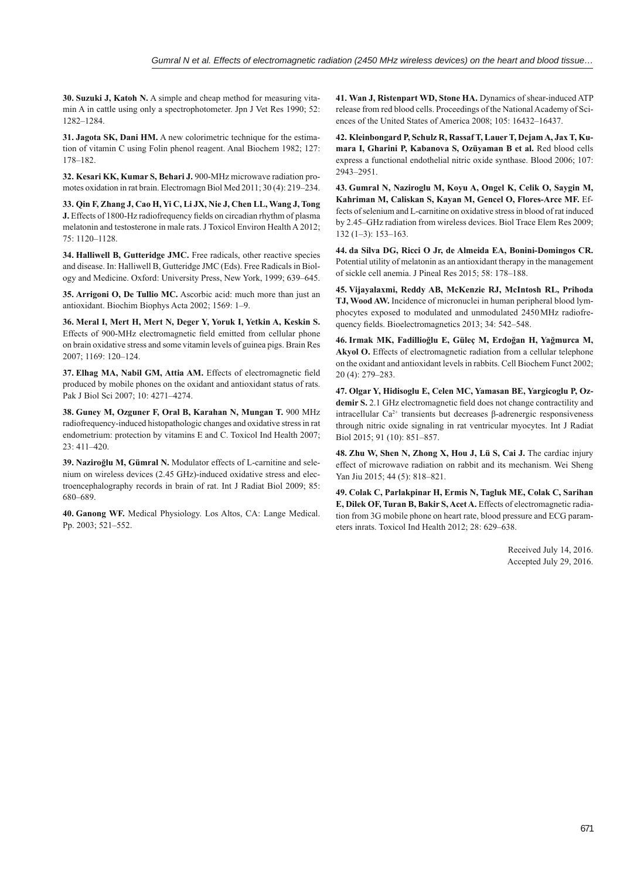**30. Suzuki J, Katoh N.** A simple and cheap method for measuring vitamin A in cattle using only a spectrophotometer. Jpn J Vet Res 1990; 52: 1282–1284.

**31. Jagota SK, Dani HM.** A new colorimetric technique for the estimation of vitamin C using Folin phenol reagent. Anal Biochem 1982; 127: 178–182.

**32. Kesari KK, Kumar S, Behari J.** 900-MHz microwave radiation promotes oxidation in rat brain. Electromagn Biol Med 2011; 30 (4): 219–234.

**33. Qin F, Zhang J, Cao H, Yi C, Li JX, Nie J, Chen LL, Wang J, Tong J.** Effects of 1800-Hz radiofrequency fields on circadian rhythm of plasma melatonin and testosterone in male rats. J Toxicol Environ Health A 2012; 75: 1120–1128.

**34. Halliwell B, Gutteridge JMC.** Free radicals, other reactive species and disease. In: Halliwell B, Gutteridge JMC (Eds). Free Radicals in Biology and Medicine. Oxford: University Press, New York, 1999; 639–645.

**35. Arrigoni O, De Tullio MC.** Ascorbic acid: much more than just an antioxidant. Biochim Biophys Acta 2002; 1569: 1–9.

**36. Meral I, Mert H, Mert N, Deger Y, Yoruk I, Yetkin A, Keskin S.** Effects of 900-MHz electromagnetic field emitted from cellular phone on brain oxidative stress and some vitamin levels of guinea pigs. Brain Res 2007; 1169: 120–124.

**37. Elhag MA, Nabil GM, Attia AM.** Effects of electromagnetic field produced by mobile phones on the oxidant and antioxidant status of rats. Pak J Biol Sci 2007; 10: 4271–4274.

**38. Guney M, Ozguner F, Oral B, Karahan N, Mungan T.** 900 MHz radiofrequency-induced histopathologic changes and oxidative stress in rat endometrium: protection by vitamins E and C. Toxicol Ind Health 2007; 23: 411–420.

**39. Naziroğlu M, Gümral N.** Modulator effects of L-carnitine and selenium on wireless devices (2.45 GHz)-induced oxidative stress and electroencephalography records in brain of rat. Int J Radiat Biol 2009; 85: 680–689.

**40. Ganong WF.** Medical Physiology. Los Altos, CA: Lange Medical. Pp. 2003; 521–552.

**41. Wan J, Ristenpart WD, Stone HA.** Dynamics of shear-induced ATP release from red blood cells. Proceedings of the National Academy of Sciences of the United States of America 2008; 105: 16432–16437.

**42. Kleinbongard P, Schulz R, Rassaf T, Lauer T, Dejam A, Jax T, Kumara I, Gharini P, Kabanova S, Ozüyaman B et al.** Red blood cells express a functional endothelial nitric oxide synthase. Blood 2006; 107: 2943–2951.

**43. Gumral N, Naziroglu M, Koyu A, Ongel K, Celik O, Saygin M, Kahriman M, Caliskan S, Kayan M, Gencel O, Flores-Arce MF.** Effects of selenium and L-carnitine on oxidative stress in blood of rat induced by 2.45–GHz radiation from wireless devices. Biol Trace Elem Res 2009; 132 (1–3): 153–163.

**44. da Silva DG, Ricci O Jr, de Almeida EA, Bonini-Domingos CR.** Potential utility of melatonin as an antioxidant therapy in the management of sickle cell anemia. J Pineal Res 2015; 58: 178–188.

**45. Vijayalaxmi, Reddy AB, McKenzie RJ, McIntosh RL, Prihoda TJ, Wood AW.** Incidence of micronuclei in human peripheral blood lymphocytes exposed to modulated and unmodulated 2450 MHz radiofrequency fields. Bioelectromagnetics 2013; 34: 542–548.

**46. Irmak MK, Fadillioğlu E, Güleç M, Erdoğan H, Yağmurca M, Akyol O.** Effects of electromagnetic radiation from a cellular telephone on the oxidant and antioxidant levels in rabbits. Cell Biochem Funct 2002; 20 (4): 279–283.

**47. Olgar Y, Hidisoglu E, Celen MC, Yamasan BE, Yargicoglu P, Ozdemir S.** 2.1 GHz electromagnetic field does not change contractility and intracellular $Ca^{2+}$ transients but decreases β-adrenergic responsiveness through nitric oxide signaling in rat ventricular myocytes. Int J Radiat Biol 2015; 91 (10): 851–857.

**48. Zhu W, Shen N, Zhong X, Hou J, Lü S, Cai J.** The cardiac injury effect of microwave radiation on rabbit and its mechanism. Wei Sheng Yan Jiu 2015; 44 (5): 818–821.

**49. Colak C, Parlakpinar H, Ermis N, Tagluk ME, Colak C, Sarihan E, Dilek OF, Turan B, Bakir S, Acet A.** Effects of electromagnetic radiation from 3G mobile phone on heart rate, blood pressure and ECG parameters inrats. Toxicol Ind Health 2012; 28: 629–638.

Received July 14, 2016.
Accepted July 29, 2016.